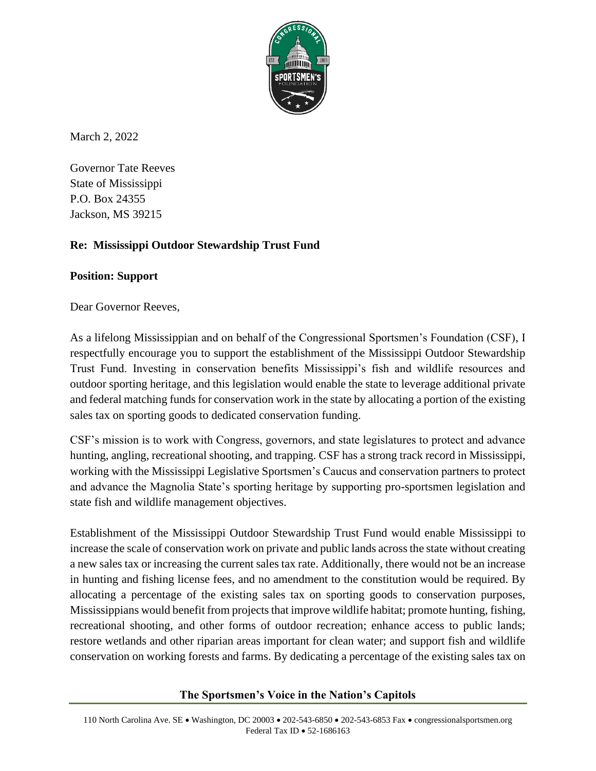March 2, 2022

Governor Tate Reeves
State of Mississippi
P.O. Box 24355
Jackson, MS 39215

**Re: Mississippi Outdoor Stewardship Trust Fund**

**Position: Support**

Dear Governor Reeves,

As a lifelong Mississippian and on behalf of the Congressional Sportsmen's Foundation (CSF), I respectfully encourage you to support the establishment of the Mississippi Outdoor Stewardship Trust Fund. Investing in conservation benefits Mississippi's fish and wildlife resources and outdoor sporting heritage, and this legislation would enable the state to leverage additional private and federal matching funds for conservation work in the state by allocating a portion of the existing sales tax on sporting goods to dedicated conservation funding.

CSF's mission is to work with Congress, governors, and state legislatures to protect and advance hunting, angling, recreational shooting, and trapping. CSF has a strong track record in Mississippi, working with the Mississippi Legislative Sportsmen's Caucus and conservation partners to protect and advance the Magnolia State's sporting heritage by supporting pro-sportsmen legislation and state fish and wildlife management objectives.

Establishment of the Mississippi Outdoor Stewardship Trust Fund would enable Mississippi to increase the scale of conservation work on private and public lands across the state without creating a new sales tax or increasing the current sales tax rate. Additionally, there would not be an increase in hunting and fishing license fees, and no amendment to the constitution would be required. By allocating a percentage of the existing sales tax on sporting goods to conservation purposes, Mississippians would benefit from projects that improve wildlife habitat; promote hunting, fishing, recreational shooting, and other forms of outdoor recreation; enhance access to public lands; restore wetlands and other riparian areas important for clean water; and support fish and wildlife conservation on working forests and farms. By dedicating a percentage of the existing sales tax on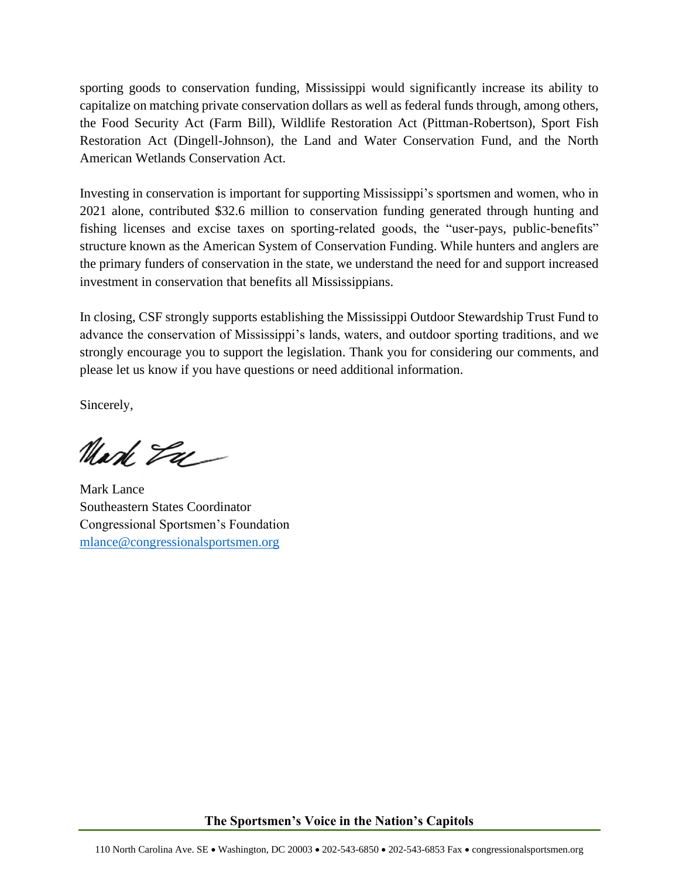sporting goods to conservation funding, Mississippi would significantly increase its ability to capitalize on matching private conservation dollars as well as federal funds through, among others, the Food Security Act (Farm Bill), Wildlife Restoration Act (Pittman-Robertson), Sport Fish Restoration Act (Dingell-Johnson), the Land and Water Conservation Fund, and the North American Wetlands Conservation Act.

Investing in conservation is important for supporting Mississippi's sportsmen and women, who in 2021 alone, contributed $32.6 million to conservation funding generated through hunting and fishing licenses and excise taxes on sporting-related goods, the "user-pays, public-benefits" structure known as the American System of Conservation Funding. While hunters and anglers are the primary funders of conservation in the state, we understand the need for and support increased investment in conservation that benefits all Mississippians.

In closing, CSF strongly supports establishing the Mississippi Outdoor Stewardship Trust Fund to advance the conservation of Mississippi's lands, waters, and outdoor sporting traditions, and we strongly encourage you to support the legislation. Thank you for considering our comments, and please let us know if you have questions or need additional information.

Sincerely,

Mark Lance
Southeastern States Coordinator
Congressional Sportsmen's Foundation
mlance@congressionalsportsmen.org

**The Sportsmen's Voice in the Nation's Capitols**

110 North Carolina Ave. SE • Washington, DC 20003 • 202-543-6850 • 202-543-6853 Fax • congressionalsportsmen.org